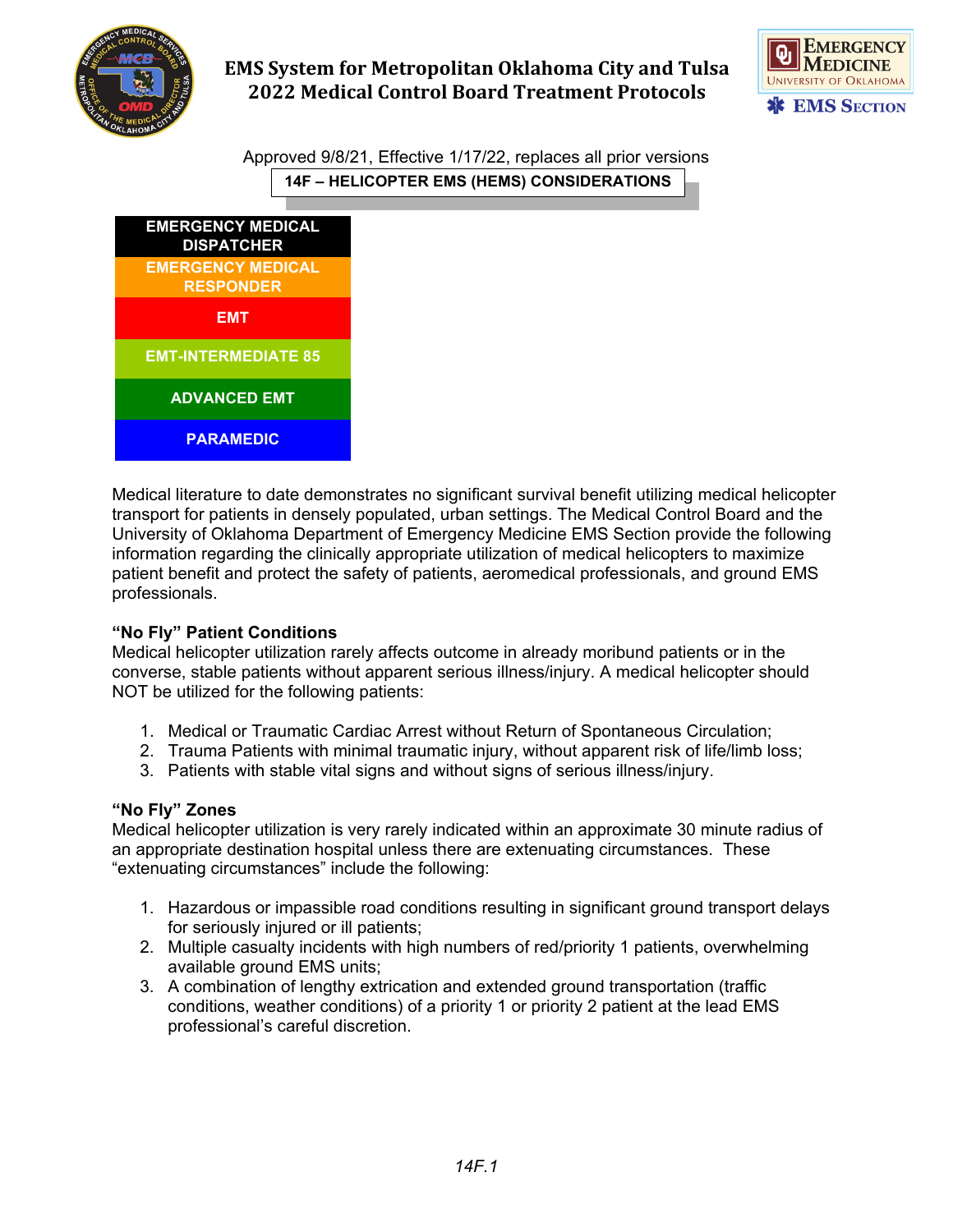# EMS System for Metropolitan Oklahoma City and Tulsa
# 2022 Medical Control Board Treatment Protocols

Approved 9/8/21, Effective 1/17/22, replaces all prior versions

## 14F – HELICOPTER EMS (HEMS) CONSIDERATIONS

| EMERGENCY MEDICAL DISPATCHER |
|---|
| EMERGENCY MEDICAL RESPONDER |
| EMT |
| EMT-INTERMEDIATE 85 |
| ADVANCED EMT |
| PARAMEDIC |

Medical literature to date demonstrates no significant survival benefit utilizing medical helicopter transport for patients in densely populated, urban settings. The Medical Control Board and the University of Oklahoma Department of Emergency Medicine EMS Section provide the following information regarding the clinically appropriate utilization of medical helicopters to maximize patient benefit and protect the safety of patients, aeromedical professionals, and ground EMS professionals.

**"No Fly" Patient Conditions**

Medical helicopter utilization rarely affects outcome in already moribund patients or in the converse, stable patients without apparent serious illness/injury. A medical helicopter should NOT be utilized for the following patients:

1. Medical or Traumatic Cardiac Arrest without Return of Spontaneous Circulation;
2. Trauma Patients with minimal traumatic injury, without apparent risk of life/limb loss;
3. Patients with stable vital signs and without signs of serious illness/injury.

**"No Fly" Zones**

Medical helicopter utilization is very rarely indicated within an approximate 30 minute radius of an appropriate destination hospital unless there are extenuating circumstances. These "extenuating circumstances" include the following:

1. Hazardous or impassible road conditions resulting in significant ground transport delays for seriously injured or ill patients;
2. Multiple casualty incidents with high numbers of red/priority 1 patients, overwhelming available ground EMS units;
3. A combination of lengthy extrication and extended ground transportation (traffic conditions, weather conditions) of a priority 1 or priority 2 patient at the lead EMS professional's careful discretion.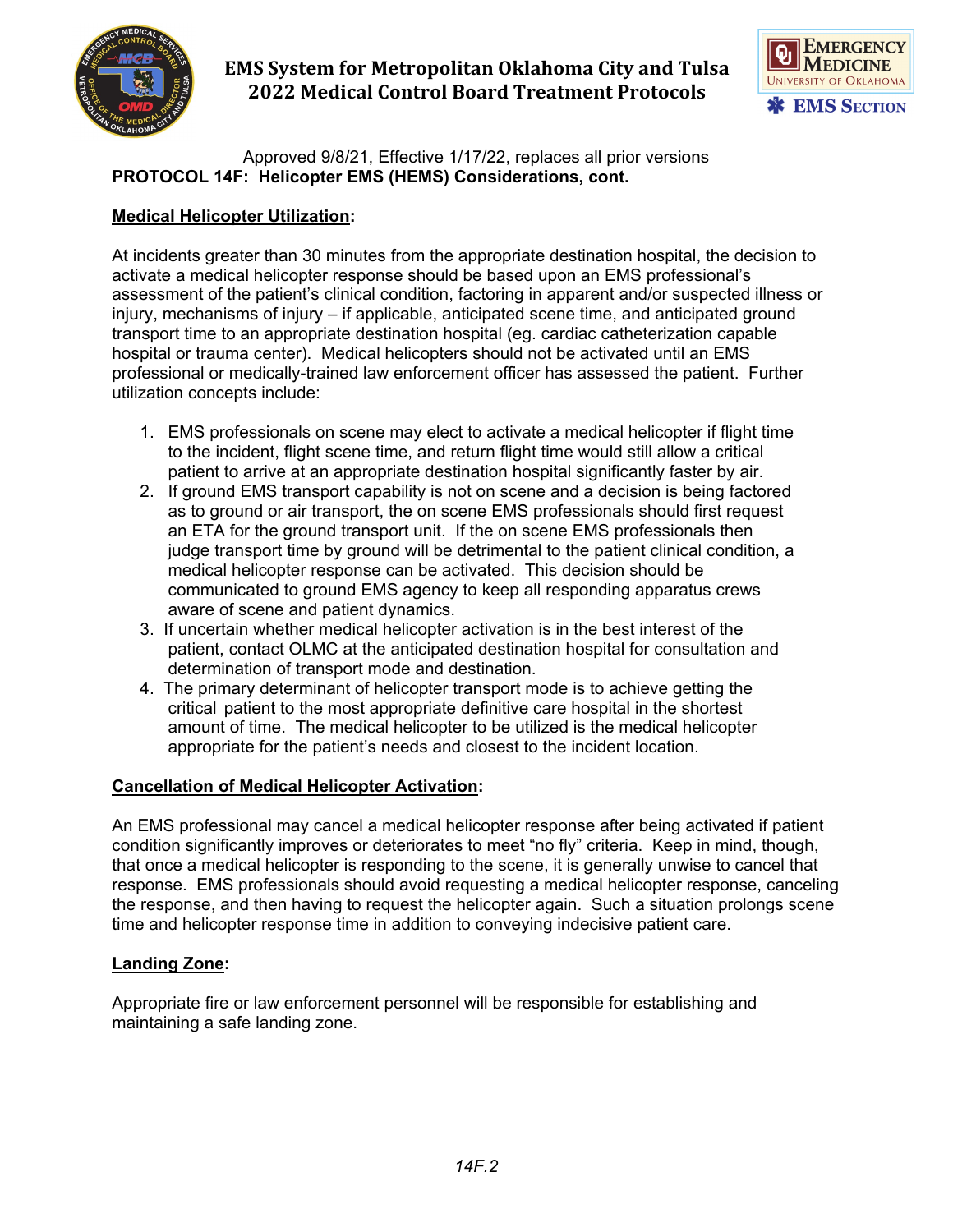Approved 9/8/21, Effective 1/17/22, replaces all prior versions

## PROTOCOL 14F: Helicopter EMS (HEMS) Considerations, cont.

**Medical Helicopter Utilization:**

At incidents greater than 30 minutes from the appropriate destination hospital, the decision to activate a medical helicopter response should be based upon an EMS professional's assessment of the patient's clinical condition, factoring in apparent and/or suspected illness or injury, mechanisms of injury – if applicable, anticipated scene time, and anticipated ground transport time to an appropriate destination hospital (eg. cardiac catheterization capable hospital or trauma center). Medical helicopters should not be activated until an EMS professional or medically-trained law enforcement officer has assessed the patient. Further utilization concepts include:

1. EMS professionals on scene may elect to activate a medical helicopter if flight time to the incident, flight scene time, and return flight time would still allow a critical patient to arrive at an appropriate destination hospital significantly faster by air.
2. If ground EMS transport capability is not on scene and a decision is being factored as to ground or air transport, the on scene EMS professionals should first request an ETA for the ground transport unit. If the on scene EMS professionals then judge transport time by ground will be detrimental to the patient clinical condition, a medical helicopter response can be activated. This decision should be communicated to ground EMS agency to keep all responding apparatus crews aware of scene and patient dynamics.
3. If uncertain whether medical helicopter activation is in the best interest of the patient, contact OLMC at the anticipated destination hospital for consultation and determination of transport mode and destination.
4. The primary determinant of helicopter transport mode is to achieve getting the critical patient to the most appropriate definitive care hospital in the shortest amount of time. The medical helicopter to be utilized is the medical helicopter appropriate for the patient's needs and closest to the incident location.

**Cancellation of Medical Helicopter Activation:**

An EMS professional may cancel a medical helicopter response after being activated if patient condition significantly improves or deteriorates to meet "no fly" criteria. Keep in mind, though, that once a medical helicopter is responding to the scene, it is generally unwise to cancel that response. EMS professionals should avoid requesting a medical helicopter response, canceling the response, and then having to request the helicopter again. Such a situation prolongs scene time and helicopter response time in addition to conveying indecisive patient care.

**Landing Zone:**

Appropriate fire or law enforcement personnel will be responsible for establishing and maintaining a safe landing zone.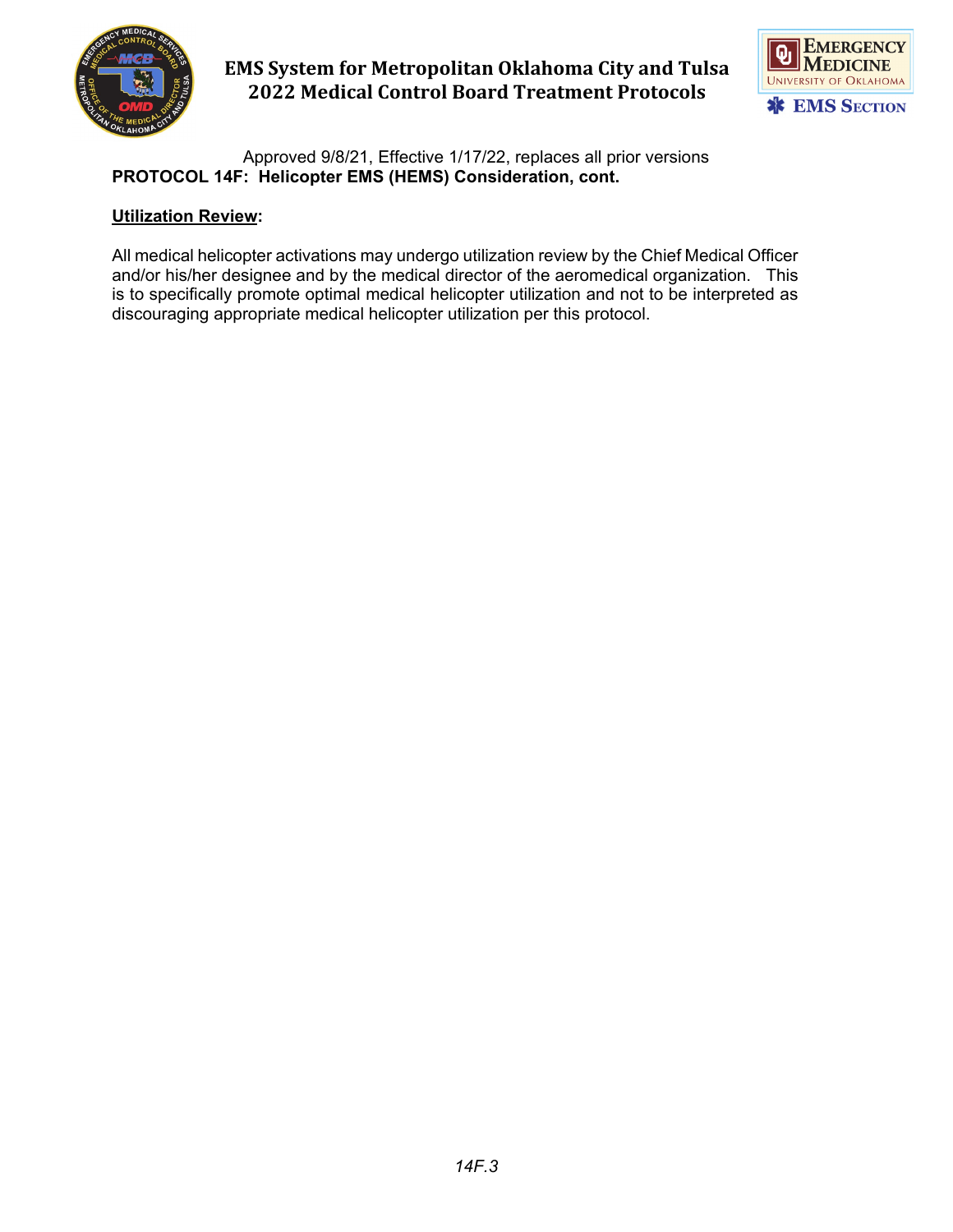Approved 9/8/21, Effective 1/17/22, replaces all prior versions

**PROTOCOL 14F: Helicopter EMS (HEMS) Consideration, cont.**

**Utilization Review:**

All medical helicopter activations may undergo utilization review by the Chief Medical Officer and/or his/her designee and by the medical director of the aeromedical organization. This is to specifically promote optimal medical helicopter utilization and not to be interpreted as discouraging appropriate medical helicopter utilization per this protocol.